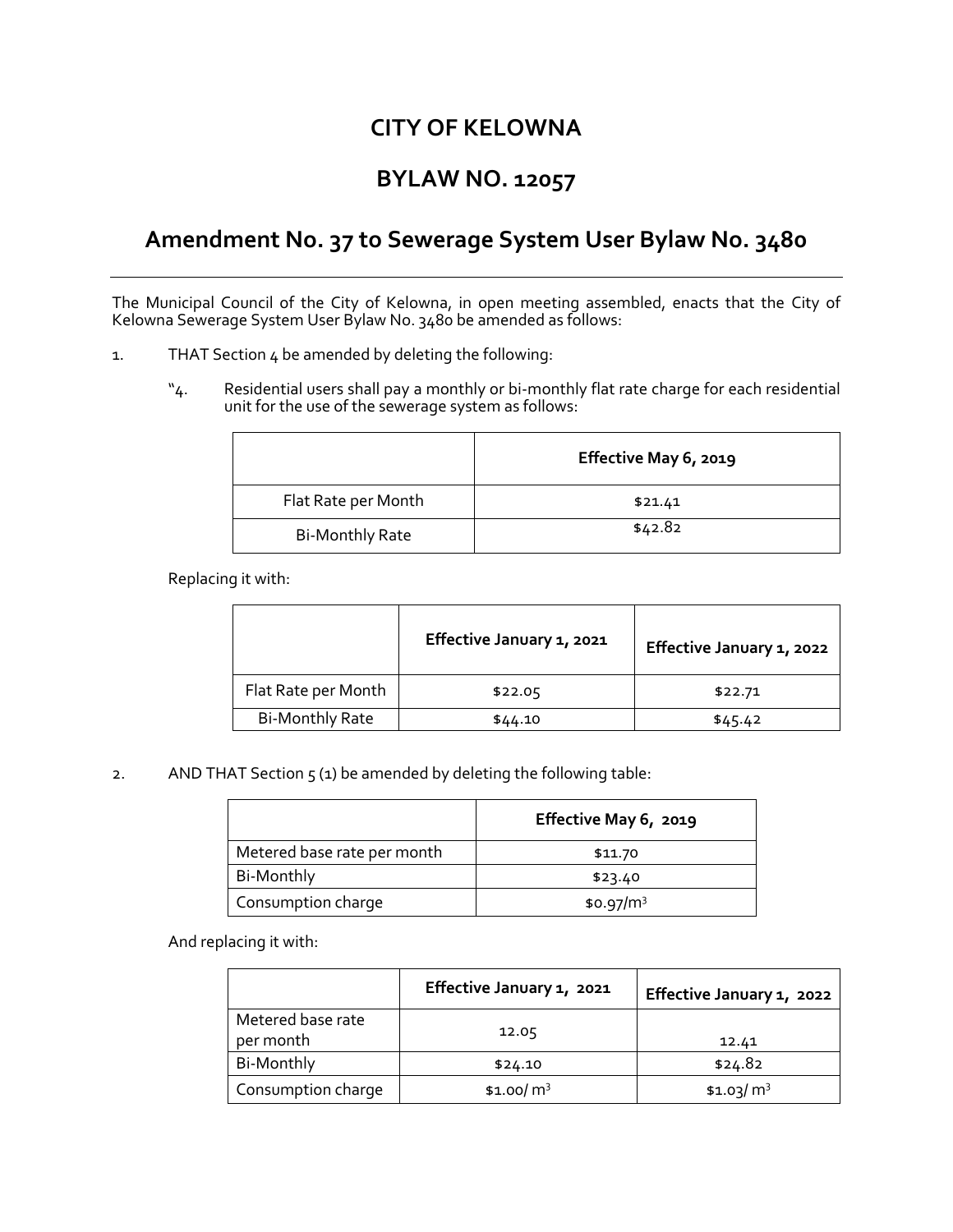# CITY OF KELOWNA

# BYLAW NO. 12057

## Amendment No. 37 to Sewerage System User Bylaw No. 3480

---

The Municipal Council of the City of Kelowna, in open meeting assembled, enacts that the City of Kelowna Sewerage System User Bylaw No. 3480 be amended as follows:

1. THAT Section 4 be amended by deleting the following:

   "4. Residential users shall pay a monthly or bi-monthly flat rate charge for each residential unit for the use of the sewerage system as follows:

| | **Effective May 6, 2019** |
|---|---|
| Flat Rate per Month | $21.41 |
| Bi-Monthly Rate | $42.82 |

Replacing it with:

| | **Effective January 1, 2021** | **Effective January 1, 2022** |
|---|---|---|
| Flat Rate per Month | $22.05 | $22.71 |
| Bi-Monthly Rate | $44.10 | $45.42 |

2. AND THAT Section 5 (1) be amended by deleting the following table:

| | **Effective May 6, 2019** |
|---|---|
| Metered base rate per month | $11.70 |
| Bi-Monthly | $23.40 |
| Consumption charge | $0.97/m$^3$ |

And replacing it with:

| | **Effective January 1, 2021** | **Effective January 1, 2022** |
|---|---|---|
| Metered base rate per month | 12.05 | 12.41 |
| Bi-Monthly | $24.10 | $24.82 |
| Consumption charge | $1.00/ m$^3$ | $1.03/ m$^3$ |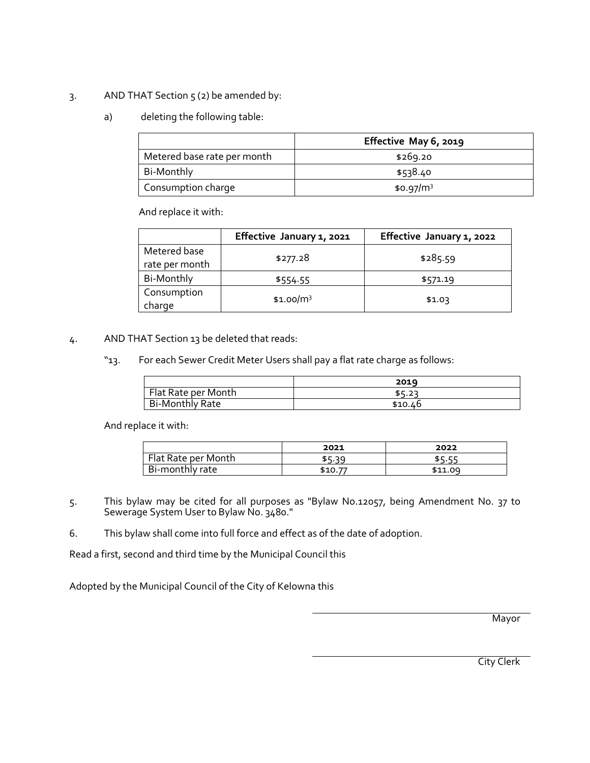3. AND THAT Section 5 (2) be amended by:

   a) deleting the following table:

| | Effective May 6, 2019 |
|---|---|
| Metered base rate per month | \$269.20 |
| Bi-Monthly | \$538.40 |
| Consumption charge | \$0.97/m³ |

And replace it with:

| | Effective January 1, 2021 | Effective January 1, 2022 |
|---|---|---|
| Metered base rate per month | \$277.28 | \$285.59 |
| Bi-Monthly | \$554.55 | \$571.19 |
| Consumption charge | \$1.00/m³ | \$1.03 |

4. AND THAT Section 13 be deleted that reads:

   "13. For each Sewer Credit Meter Users shall pay a flat rate charge as follows:

| | 2019 |
|---|---|
| Flat Rate per Month | \$5.23 |
| Bi-Monthly Rate | \$10.46 |

And replace it with:

| | 2021 | 2022 |
|---|---|---|
| Flat Rate per Month | \$5.39 | \$5.55 |
| Bi-monthly rate | \$10.77 | \$11.09 |

5. This bylaw may be cited for all purposes as "Bylaw No.12057, being Amendment No. 37 to Sewerage System User to Bylaw No. 3480."

6. This bylaw shall come into full force and effect as of the date of adoption.

Read a first, second and third time by the Municipal Council this

Adopted by the Municipal Council of the City of Kelowna this

Mayor

City Clerk